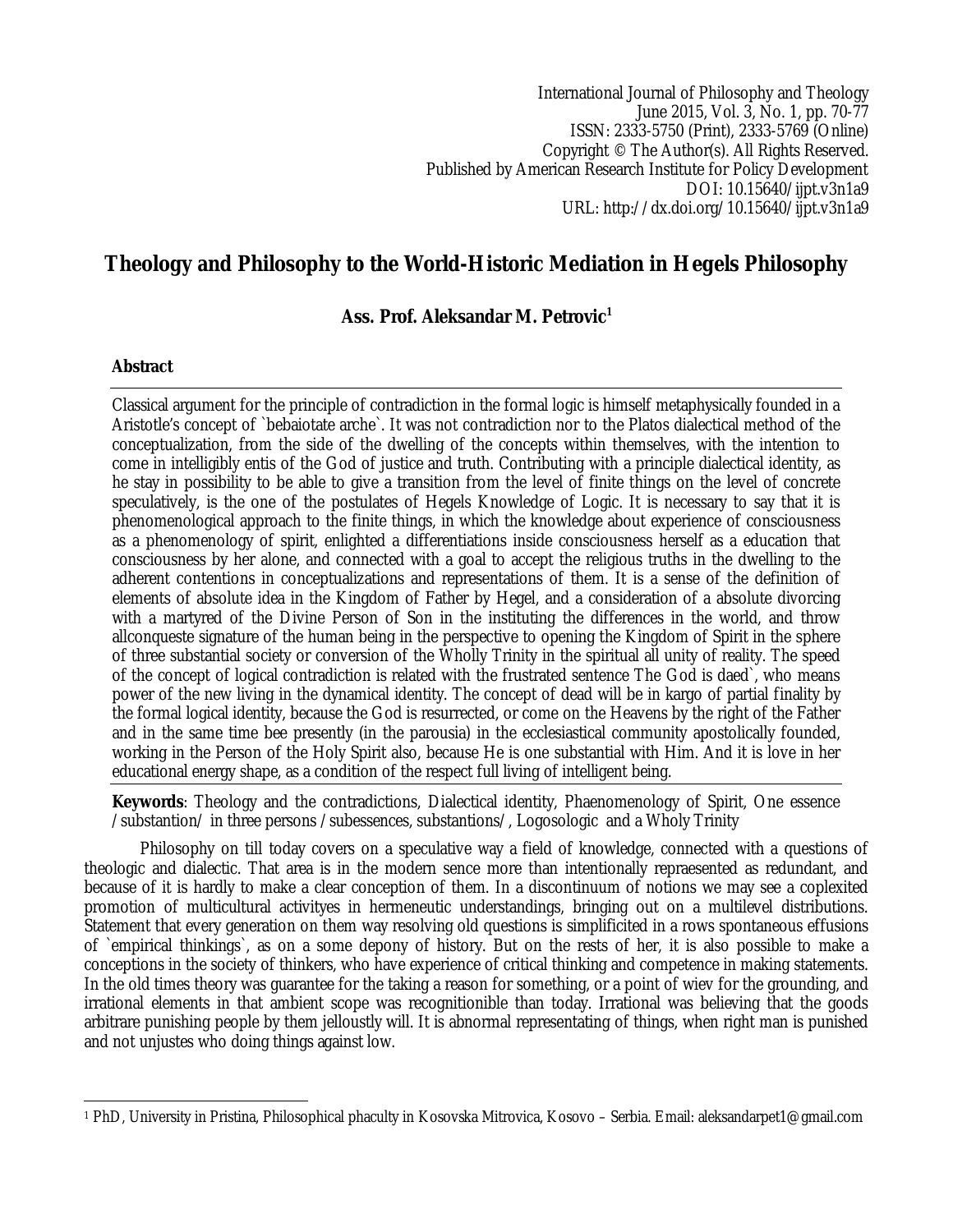International Journal of Philosophy and Theology
June 2015, Vol. 3, No. 1, pp. 70-77
ISSN: 2333-5750 (Print), 2333-5769 (Online)
Copyright © The Author(s). All Rights Reserved.
Published by American Research Institute for Policy Development
DOI: 10.15640/ijpt.v3n1a9
URL: http://dx.doi.org/10.15640/ijpt.v3n1a9

# Theology and Philosophy to the World-Historic Mediation in Hegels Philosophy

## Ass. Prof. Aleksandar M. Petrovic[1]

### Abstract

Classical argument for the principle of contradiction in the formal logic is himself metaphysically founded in a Aristotle's concept of `bebaiotate arche`. It was not contradiction nor to the Platos dialectical method of the conceptualization, from the side of the dwelling of the concepts within themselves, with the intention to come in intelligibly entis of the God of justice and truth. Contributing with a principle dialectical identity, as he stay in possibility to be able to give a transition from the level of finite things on the level of concrete speculatively, is the one of the postulates of Hegels Knowledge of Logic. It is necessary to say that it is phenomenological approach to the finite things, in which the knowledge about experience of consciousness as a phenomenology of spirit, enlighted a differentiations inside consciousness herself as a education that consciousness by her alone, and connected with a goal to accept the religious truths in the dwelling to the adherent contentions in conceptualizations and representations of them. It is a sense of the definition of elements of absolute idea in the Kingdom of Father by Hegel, and a consideration of a absolute divorcing with a martyred of the Divine Person of Son in the instituting the differences in the world, and throw allconqueste signature of the human being in the perspective to opening the Kingdom of Spirit in the sphere of three substantial society or conversion of the Wholly Trinity in the spiritual all unity of reality. The speed of the concept of logical contradiction is related with the frustrated sentence The God is daed`, who means power of the new living in the dynamical identity. The concept of dead will be in kargo of partial finality by the formal logical identity, because the God is resurrected, or come on the Heavens by the right of the Father and in the same time bee presently (in the parousia) in the ecclesiastical community apostolically founded, working in the Person of the Holy Spirit also, because He is one substantial with Him. And it is love in her educational energy shape, as a condition of the respect full living of intelligent being.

**Keywords**: Theology and the contradictions, Dialectical identity, Phaenomenology of Spirit, One essence /substantion/ in three persons /subessences, substantions/, Logosologic and a Wholy Trinity

Philosophy on till today covers on a speculative way a field of knowledge, connected with a questions of theologic and dialectic. That area is in the modern sence more than intentionally repraesented as redundant, and because of it is hardly to make a clear conception of them. In a discontinuum of notions we may see a coplexited promotion of multicultural activityes in hermeneutic understandings, bringing out on a multilevel distributions. Statement that every generation on them way resolving old questions is simplificited in a rows spontaneous effusions of `empirical thinkings`, as on a some depony of history. But on the rests of her, it is also possible to make a conceptions in the society of thinkers, who have experience of critical thinking and competence in making statements. In the old times theory was guarantee for the taking a reason for something, or a point of wiev for the grounding, and irrational elements in that ambient scope was recognitionible than today. Irrational was believing that the goods arbitrare punishing people by them jelloustly will. It is abnormal representating of things, when right man is punished and not unjustes who doing things against low.

[1] PhD, University in Pristina, Philosophical phaculty in Kosovska Mitrovica, Kosovo – Serbia. Email: aleksandarpet1@gmail.com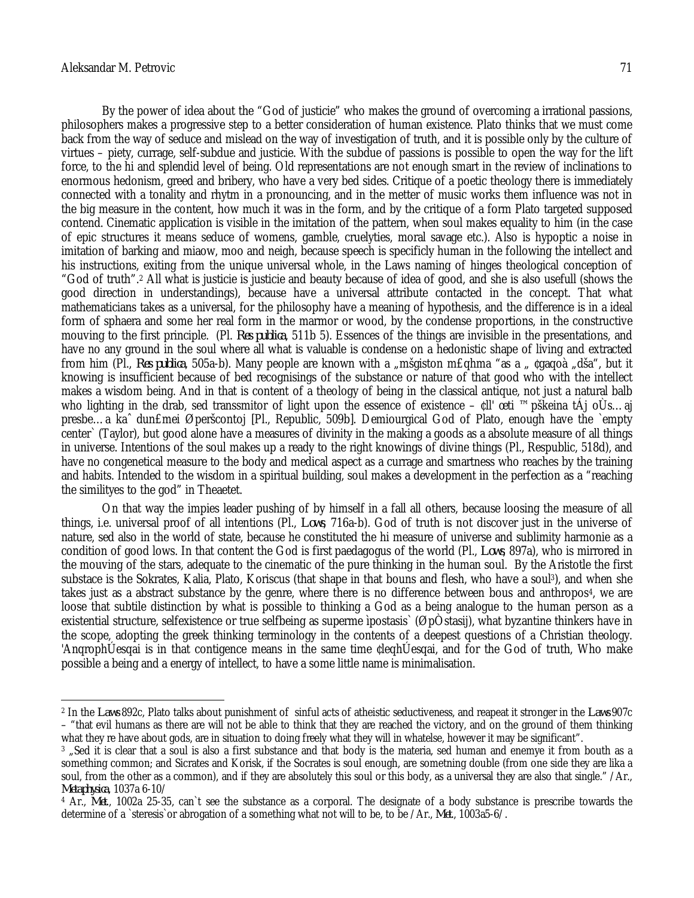By the power of idea about the "God of justicie" who makes the ground of overcoming a irrational passions, philosophers makes a progressive step to a better consideration of human existence. Plato thinks that we must come back from the way of seduce and mislead on the way of investigation of truth, and it is possible only by the culture of virtues – piety, currage, self-subdue and justicie. With the subdue of passions is possible to open the way for the lift force, to the hi and splendid level of being. Old representations are not enough smart in the review of inclinations to enormous hedonism, greed and bribery, who have a very bed sides. Critique of a poetic theology there is immediately connected with a tonality and rhytm in a pronouncing, and in the metter of music works them influence was not in the big measure in the content, how much it was in the form, and by the critique of a form Plato targeted supposed contend. Cinematic application is visible in the imitation of the pattern, when soul makes equality to him (in the case of epic structures it means seduce of womens, gamble, cruelyties, moral savage etc.). Also is hypoptic a noise in imitation of barking and miaow, moo and neigh, because speech is specificly human in the following the intellect and his instructions, exiting from the unique universal whole, in the Laws naming of hinges theological conception of "God of truth".[2] All what is justicie is justicie and beauty because of idea of good, and she is also usefull (shows the good direction in understandings), because have a universal attribute contacted in the concept. That what mathematicians takes as a universal, for the philosophy have a meaning of hypothesis, and the difference is in a ideal form of sphaera and some her real form in the marmor or wood, by the condense proportions, in the constructive mouving to the first principle. (Pl. *Res publica*, 511b 5). Essences of the things are invisible in the presentations, and have no any ground in the soul where all what is valuable is condense on a hedonistic shape of living and extracted from him (Pl., *Res publica*, 505a-b). Many people are known with a „mšgiston m£qhma "as a „ ¢gaqoà „dša", but it knowing is insufficient because of bed recognisings of the substance or nature of that good who with the intellect makes a wisdom being. And in that is content of a theology of being in the classical antique, not just a natural balb who lighting in the drab, sed transsmitor of light upon the essence of existence – ¢ll' œti ™pškeina tÁj oÙs…aj presbe…a kaˆ dun£mei Øperšcontoj [Pl., Republic, 509b]. Demiourgical God of Plato, enough have the `empty center` (Taylor), but good alone have a measures of divinity in the making a goods as a absolute measure of all things in universe. Intentions of the soul makes up a ready to the right knowings of divine things (Pl., Respublic, 518d), and have no congenetical measure to the body and medical aspect as a currage and smartness who reaches by the training and habits. Intended to the wisdom in a spiritual building, soul makes a development in the perfection as a "reaching the similityes to the god" in Theaetet.

On that way the impies leader pushing of by himself in a fall all others, because loosing the measure of all things, i.e. universal proof of all intentions (Pl., *Lows*, 716a-b). God of truth is not discover just in the universe of nature, sed also in the world of state, because he constituted the hi measure of universe and sublimity harmonie as a condition of good lows. In that content the God is first paedagogus of the world (Pl., *Lows*, 897a), who is mirrored in the mouving of the stars, adequate to the cinematic of the pure thinking in the human soul. By the Aristotle the first substace is the Sokrates, Kalia, Plato, Koriscus (that shape in that bouns and flesh, who have a soul[3]), and when she takes just as a abstract substance by the genre, where there is no difference between bous and anthropos[4], we are loose that subtile distinction by what is possible to thinking a God as a being analogue to the human person as a existential structure, selfexistence or true selfbeing as superme ìpostasis` (ØpÒstasij), what byzantine thinkers have in the scope, adopting the greek thinking terminology in the contents of a deepest questions of a Christian theology. 'AnqrophÚesqai is in that contigence means in the same time ¢leqhÚesqai, and for the God of truth, Who make possible a being and a energy of intellect, to have a some little name is minimalisation.

---

[2] In the *Laws* 892c, Plato talks about punishment of sinful acts of atheistic seductiveness, and reapeat it stronger in the *Laws* 907c – "that evil humans as there are will not be able to think that they are reached the victory, and on the ground of them thinking what they re have about gods, are in situation to doing freely what they will in whatelse, however it may be significant".

[3] „Sed it is clear that a soul is also a first substance and that body is the materia, sed human and enemye it from bouth as a something common; and Sicrates and Korisk, if the Socrates is soul enough, are sometning double (from one side they are lika a soul, from the other as a common), and if they are absolutely this soul or this body, as a universal they are also that single." /Ar., *Metaphysica*, 1037a 6-10/

[4] Ar., *Met.*, 1002a 25-35, can`t see the substance as a corporal. The designate of a body substance is prescribe towards the determine of a `steresis`or abrogation of a something what not will to be, to be /Ar., *Met.*, 1003a5-6/.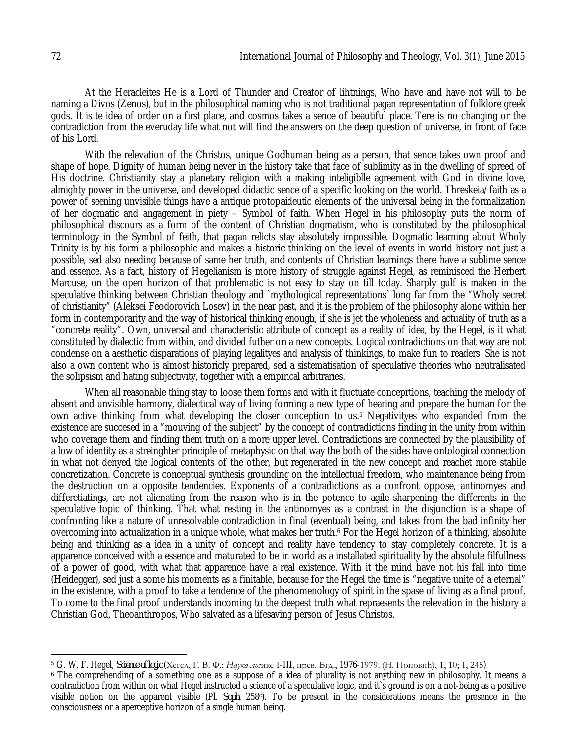At the Heracleites He is a Lord of Thunder and Creator of lihtnings, Who have and have not will to be naming a Divos (Zenos), but in the philosophical naming who is not traditional pagan representation of folklore greek gods. It is te idea of order on a first place, and cosmos takes a sence of beautiful place. Tere is no changing or the contradiction from the everuday life what not will find the answers on the deep question of universe, in front of face of his Lord.

With the relevation of the Christos, unique Godhuman being as a person, that sence takes own proof and shape of hope. Dignity of human being never in the history take that face of sublimity as in the dwelling of spreed of His doctrine. Christianity stay a planetary religion with a making inteligiblle agreement with God in divine love, almighty power in the universe, and developed didactic sence of a specific looking on the world. Threskeia/faith as a power of seening unvisible things have a antique protopaideutic elements of the universal being in the formalization of her dogmatic and angagement in piety – Symbol of faith. When Hegel in his philosophy puts the norm of philosophical discours as a form of the content of Christian dogmatism, who is constituted by the philosophical terminology in the Symbol of feith, that pagan relicts stay absolutely impossible. Dogmatic learning about Wholy Trinity is by his form a philosophic and makes a historic thinking on the level of events in world history not just a possible, sed also needing because of same her truth, and contents of Christian learnings there have a sublime sence and essence. As a fact, history of Hegelianism is more history of struggle against Hegel, as reminisced the Herbert Marcuse, on the open horizon of that problematic is not easy to stay on till today. Sharply gulf is maken in the speculative thinking between Christian theology and `mythological representations` long far from the "Wholy secret of christianity" (Aleksei Feodorovich Losev) in the near past, and it is the problem of the philosophy alone within her form in contemporarity and the way of historical thinking enough, if she is jet the wholeness and actuality of truth as a "concrete reality". Own, universal and characteristic attribute of concept as a reality of idea, by the Hegel, is it what constituted by dialectic from within, and divided futher on a new concepts. Logical contradictions on that way are not condense on a aesthetic disparations of playing legalityes and analysis of thinkings, to make fun to readers. She is not also a own content who is almost historicly prepared, sed a sistematisation of speculative theories who neutralisated the solipsism and hating subjectivity, together with a empirical arbitraries.

When all reasonable thing stay to loose them forms and with it fluctuate conceprtions, teaching the melody of absent and unvisible harmony, dialectical way of living forming a new type of hearing and prepare the human for the own active thinking from what developing the closer conception to us.[5] Negativityes who expanded from the existence are succesed in a "mouving of the subject" by the concept of contradictions finding in the unity from within who coverage them and finding them truth on a more upper level. Contradictions are connected by the plausibility of a low of identity as a streinghter principle of metaphysic on that way the both of the sides have ontological connection in what not denyed the logical contents of the other, but regenerated in the new concept and reachet more stabile concretization. Concrete is conceptual synthesis grounding on the intellectual freedom, who maintenance being from the destruction on a opposite tendencies. Exponents of a contradictions as a confront oppose, antinomyes and differetiatings, are not alienating from the reason who is in the potence to agile sharpening the differents in the speculative topic of thinking. That what resting in the antinomyes as a contrast in the disjunction is a shape of confronting like a nature of unresolvable contradiction in final (eventual) being, and takes from the bad infinity her overcoming into actualization in a unique whole, what makes her truth.[6] For the Hegel horizon of a thinking, absolute being and thinking as a idea in a unity of concept and reality have tendency to stay completely concrete. It is a apperence conceived with a essence and maturated to be in world as a installated spirituality by the absolute filfullness of a power of good, with what that apperence have a real existence. With it the mind have not his fall into time (Heidegger), sed just a some his moments as a finitable, because for the Hegel the time is "negative unite of a eternal" in the existence, with a proof to take a tendence of the phenomenology of spirit in the spase of living as a final proof. To come to the final proof understands incoming to the deepest truth what repraesents the relevation in the history a Christian God, Theoanthropos, Who salvated as a lifesaving person of Jesus Christos.

---

[5] G. W. F. Hegel, *Science of logic* (Хегел, Г. В. Ф.: *Наука логике* I-III, прев. Бгд., 1976-1979. (Н. Поповић), 1, 10; 1, 245)

[6] The comprehending of a something one as a suppose of a idea of plurality is not anything new in philosophy. It means a contradiction from within on what Hegel instructed a science of a speculative logic, and it`s ground is on a not-being as a positive visible notion on the apparent visible (Pl. *Soph.* 258c). To be present in the considerations means the presence in the consciousness or a aperceptive horizon of a single human being.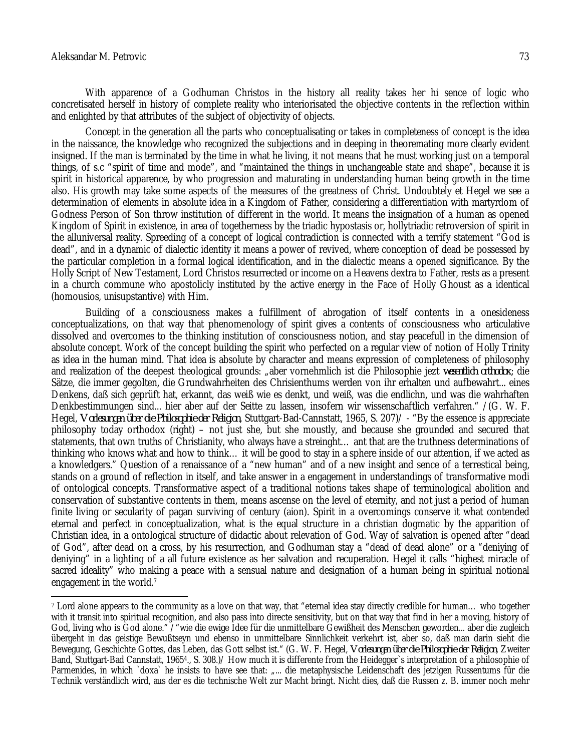With apparence of a Godhuman Christos in the history all reality takes her hi sence of logic who concretisated herself in history of complete reality who interiorisated the objective contents in the reflection within and enlighted by that attributes of the subject of objectivity of objects.

Concept in the generation all the parts who conceptualisating or takes in completeness of concept is the idea in the naissance, the knowledge who recognized the subjections and in deeping in theoremating more clearly evident insigned. If the man is terminated by the time in what he living, it not means that he must working just on a temporal things, of s.c "spirit of time and mode", and "maintained the things in unchangeable state and shape", because it is spirit in historical apparence, by who progression and maturating in understanding human being growth in the time also. His growth may take some aspects of the measures of the greatness of Christ. Undoubtely et Hegel we see a determination of elements in absolute idea in a Kingdom of Father, considering a differentiation with martyrdom of Godness Person of Son throw institution of different in the world. It means the insignation of a human as opened Kingdom of Spirit in existence, in area of togetherness by the triadic hypostasis or, hollytriadic retroversion of spirit in the alluniversal reality. Spreeding of a concept of logical contradiction is connected with a terrify statement "God is dead", and in a dynamic of dialectic identity it means a power of revived, where conception of dead be possessed by the particular completion in a formal logical identification, and in the dialectic means a opened significance. By the Holly Script of New Testament, Lord Christos resurrected or income on a Heavens dextra to Father, rests as a present in a church commune who apostolicly instituted by the active energy in the Face of Holly Ghoust as a identical (homousios, unisupstantive) with Him.

Building of a consciousness makes a fulfillment of abrogation of itself contents in a onesideness conceptualizations, on that way that phenomenology of spirit gives a contents of consciousness who articulative dissolved and overcomes to the thinking institution of consciousness notion, and stay peacefull in the dimension of absolute concept. Work of the concept building the spirit who perfected on a regular view of notion of Holly Trinity as idea in the human mind. That idea is absolute by character and means expression of completeness of philosophy and realization of the deepest theological grounds: „aber vornehmlich ist die Philosophie jezt *wesentlich orthodox*; die Sätze, die immer gegolten, die Grundwahrheiten des Chrisienthums werden von ihr erhalten und aufbewahrt... eines Denkens, daß sich geprüft hat, erkannt, das weiß wie es denkt, und weiß, was die endlichn, und was die wahrhaften Denkbestimmungen sind... hier aber auf der Seitte zu lassen, insofern wir wissenschaftlich verfahren." /(G. W. F. Hegel, *Vorlesungen über die Philosophie der Religion*, Stuttgart-Bad-Cannstatt, 1965, S. 207)/ - "By the essence is appreciate philosophy today orthodox (right) – not just she, but she moustly, and because she grounded and secured that statements, that own truths of Christianity, who always have a streinght… ant that are the truthness determinations of thinking who knows what and how to think… it will be good to stay in a sphere inside of our attention, if we acted as a knowledgers." Question of a renaissance of a "new human" and of a new insight and sence of a terrestical being, stands on a ground of reflection in itself, and take answer in a engagement in understandings of transformative modi of ontological concepts. Transformative aspect of a traditional notions takes shape of terminological abolition and conservation of substantive contents in them, means ascense on the level of eternity, and not just a period of human finite living or secularity of pagan surviving of century (aion). Spirit in a overcomings conserve it what contended eternal and perfect in conceptualization, what is the equal structure in a christian dogmatic by the apparition of Christian idea, in a ontological structure of didactic about relevation of God. Way of salvation is opened after "dead of God", after dead on a cross, by his resurrection, and Godhuman stay a "dead of dead alone" or a "deniying of deniying" in a lighting of a all future existence as her salvation and recuperation. Hegel it calls "highest miracle of sacred ideality" who making a peace with a sensual nature and designation of a human being in spiritual notional engagement in the world.[7]

---

[7] Lord alone appears to the community as a love on that way, that "eternal idea stay directly credible for human… who together with it transit into spiritual recognition, and also pass into directe sensitivity, but on that way that find in her a moving, history of God, living who is God alone." / "wie die ewige Idee für die unmittelbare Gewißheit des Menschen geworden... aber die zugleich übergeht in das geistige Bewußtseyn und ebenso in unmittelbare Sinnlichkeit verkehrt ist, aber so, daß man darin sieht die Bewegung, Geschichte Gottes, das Leben, das Gott selbst ist." (G. W. F. Hegel, *Vorlesungen über die Philosophie der Religion*, Zweiter Band, Stuttgart-Bad Cannstatt, 1965⁴., S. 308.)/ How much it is differente from the Heidegger`s interpretation of a philosophie of Parmenides, in which `doxa` he insists to have see that: „... die metaphysische Leidenschaft des jetzigen Russentums für die Technik verständlich wird, aus der es die technische Welt zur Macht bringt. Nicht dies, daß die Russen z. B. immer noch mehr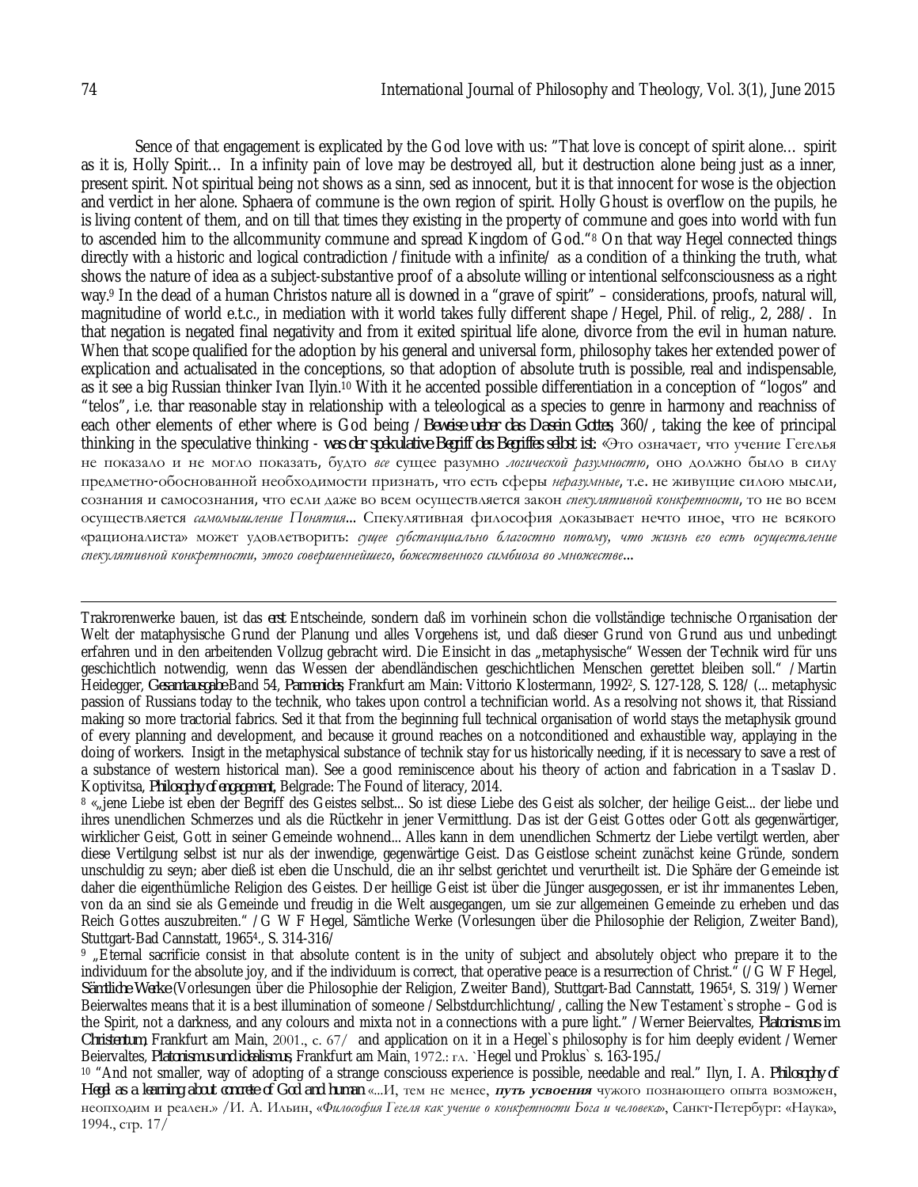Sence of that engagement is explicated by the God love with us: "That love is concept of spirit alone… spirit as it is, Holly Spirit… In a infinity pain of love may be destroyed all, but it destruction alone being just as a inner, present spirit. Not spiritual being not shows as a sinn, sed as innocent, but it is that innocent for wose is the objection and verdict in her alone. Sphaera of commune is the own region of spirit. Holly Ghoust is overflow on the pupils, he is living content of them, and on till that times they existing in the property of commune and goes into world with fun to ascended him to the allcommunity commune and spread Kingdom of God."[8] On that way Hegel connected things directly with a historic and logical contradiction /finitude with a infinite/ as a condition of a thinking the truth, what shows the nature of idea as a subject-substantive proof of a absolute willing or intentional selfconsciousness as a right way.[9] In the dead of a human Christos nature all is downed in a "grave of spirit" – considerations, proofs, natural will, magnitudine of world e.t.c., in mediation with it world takes fully different shape /Hegel, Phil. of relig., 2, 288/. In that negation is negated final negativity and from it exited spiritual life alone, divorce from the evil in human nature. When that scope qualified for the adoption by his general and universal form, philosophy takes her extended power of explication and actualisated in the conceptions, so that adoption of absolute truth is possible, real and indispensable, as it see a big Russian thinker Ivan Ilyin.[10] With it he accented possible differentiation in a conception of "logos" and "telos", i.e. thar reasonable stay in relationship with a teleological as a species to genre in harmony and reachniss of each other elements of ether where is God being /*Beweise ueber das Dasein Gottes*, 360/, taking the kee of principal thinking in the speculative thinking - *was der spekulative Begriff des Begriffes selbst ist*: «Это означает, что учение Гегелья не показало и не могло показать, будто *все* сущее разумно *логической разумностью*, оно должно было в силу предметно-обоснованной необходимости признать, что есть сферы *неразумные*, т.е. не живущие силою мысли, сознания и самосознания, что если даже во всем осуществляется закон *спекулятивной конкретности*, то не во всем осуществляется *самомышление Понятия*... Спекулятивная философия доказывает нечто иное, что не всякого «рационалиста» может удовлетворить: *сущее субстанциально благостно потому, что жизнь его есть осуществление спекулятивной конкретности, этого совершеннейшего, божественного симбиоза во множестве*...

---

Trakrorenwerke bauen, ist das *erst* Entscheinde, sondern daß im vorhinein schon die vollständige technische Organisation der Welt der mataphysische Grund der Planung und alles Vorgehens ist, und daß dieser Grund von Grund aus und unbedingt erfahren und in den arbeitenden Vollzug gebracht wird. Die Einsicht in das „metaphysische" Wessen der Technik wird für uns geschichtlich notwendig, wenn das Wessen der abendländischen geschichtlichen Menschen gerettet bleiben soll." /Martin Heidegger, *Gesamtausgabe* Band 54, *Parmenides*, Frankfurt am Main: Vittorio Klostermann, 1992², S. 127-128, S. 128/ (... metaphysic passion of Russians today to the technik, who takes upon control a technifician world. As a resolving not shows it, that Rissiand making so more tractorial fabrics. Sed it that from the beginning full technical organisation of world stays the metaphysik ground of every planning and development, and because it ground reaches on a notconditioned and exhaustible way, applaying in the doing of workers. Insigt in the metaphysical substance of technik stay for us historically needing, if it is necessary to save a rest of a substance of western historical man). See a good reminiscence about his theory of action and fabrication in a Tsaslav D. Koptivitsa, *Philosophy of engagement*, Belgrade: The Found of literacy, 2014.

[8] «„jene Liebe ist eben der Begriff des Geistes selbst... So ist diese Liebe des Geist als solcher, der heilige Geist... der liebe und ihres unendlichen Schmerzes und als die Rückkehr in jener Vermittlung. Das ist der Geist Gottes oder Gott als gegenwärtiger, wirklicher Geist, Gott in seiner Gemeinde wohnend... Alles kann in dem unendlichen Schmertz der Liebe vertilgt werden, aber diese Vertilgung selbst ist nur als der inwendige, gegenwärtige Geist. Das Geistlose scheint zunächst keine Gründe, sondern unschuldig zu seyn; aber dieß ist eben die Unschuld, die an ihr selbst gerichtet und verurtheilt ist. Die Sphäre der Gemeinde ist daher die eigenthümliche Religion des Geistes. Der heillige Geist ist über die Jünger ausgegossen, er ist ihr immanentes Leben, von da an sind sie als Gemeinde und freudig in die Welt ausgegangen, um sie zur allgemeinen Gemeinde zu erheben und das Reich Gottes auszubreiten." /G W F Hegel, Sämtliche Werke (Vorlesungen über die Philosophie der Religion, Zweiter Band), Stuttgart-Bad Cannstatt, 1965⁴, S. 314-316/

[9] „Eternal sacrificie consist in that absolute content is in the unity of subject and absolutely object who prepare it to the individuum for the absolute joy, and if the individuum is correct, that operative peace is a resurrection of Christ." (/G W F Hegel, *Sämtliche Werke* (Vorlesungen über die Philosophie der Religion, Zweiter Band), Stuttgart-Bad Cannstatt, 1965⁴, S. 319/) Werner Beierwaltes means that it is a best illumination of someone /Selbstdurchlichtung/, calling the New Testament`s strophe – God is the Spirit, not a darkness, and any colours and mixta not in a connections with a pure light." /Werner Beiervaltes, *Platonismus im Christentum*, Frankfurt am Main, 2001., с. 67/ and application on it in a Hegel`s philosophy is for him deeply evident /Werner Beiervaltes, *Platonismus und idealismus*, Frankfurt am Main, 1972.: гл. `Hegel und Proklus` s. 163-195./

[10] "And not smaller, way of adopting of a strange consciouss experience is possible, needable and real." Ilyn, I. A. *Philosophy of Hegel as a learning about concrete of God and human* «...И, тем не менее, ***путь усвоения*** чужого познающего опыта возможен, неопходим и реален.» /И. А. Ильин, «*Философия Гегеля как учение о конкретности Бога и человека*», Санкт-Петербург: «Наука», 1994., стр. 17/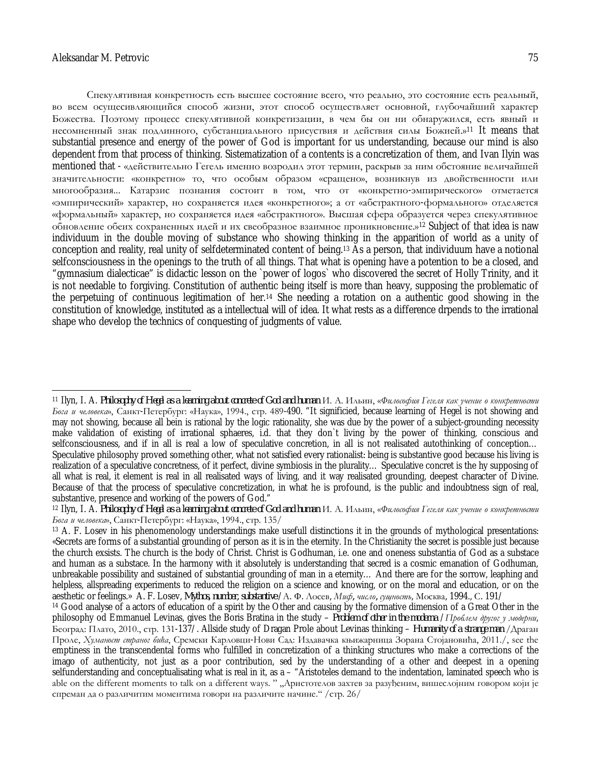Спекулятивная конкретность есть высшее состояние всего, что реально, это состояние есть реальный, во всем осущесивляющийся способ жизни, этот способ осуществляет основной, глубочайший характер Божества. Поэтому процесс спекулятивной конкретизации, в чем бы он ни обнаружился, есть явный и несомненный знак подлинного, субстанциального присуствия и действия силы Божией.»[11] It means that substantial presence and energy of the power of God is important for us understanding, because our mind is also dependent from that process of thinking. Sistematization of a contents is a concretization of them, and Ivan Ilyin was mentioned that - «действительно Гегель именно возродил этот термин, раскрыв за ним обстояние величайшей значительности: «конкретно» то, что особым образом «сращено», возникнув из двойственности или многообразия... Катарзис познания состоит в том, что от «конкретно-эмпирического» отметается «эмпирический» характер, но сохраняется идея «конкретного»; а от «абстрактного-формального» отделяется «формальный» характер, но сохраняется идея «абстрактного». Высшая сфера образуется через спекулятивное обновление обеих сохраненных идей и их свеобразное взаимное проникновение.»[12] Subject of that idea is naw individuum in the double moving of substance who showing thinking in the apparition of world as a unity of conception and reality, real unity of selfdeterminated content of being.[13] As a person, that individuum have a notional selfconsciousness in the openings to the truth of all things. That what is opening have a potention to be a closed, and "gymnasium dialecticae" is didactic lesson on the `power of logos` who discovered the secret of Holly Trinity, and it is not needable to forgiving. Constitution of authentic being itself is more than heavy, supposing the problematic of the perpetuing of continuous legitimation of her.[14] She needing a rotation on a authentic good showing in the constitution of knowledge, instituted as a intellectual will of idea. It what rests as a difference drpends to the irrational shape who develop the technics of conquesting of judgments of value.

---

[11] Ilyn, I. A. ***Philosophy of Hegel as a learning about concrete of God and human*** И. А. Ильин, «*Философия Гегеля как учение о конкретности Бога и человека*», Санкт-Петербург: «Наука», 1994., стр. 489-490. "It significied, because learning of Hegel is not showing and may not showing, because all bein is rational by the logic rationality, she was due by the power of a subject-grounding necessity make validation of existing of irrational sphaeres, i.d. that they don`t living by the power of thinking, conscious and selfconsciousness, and if in all is real a low of speculative concretion, in all is not realisated autothinking of conception… Speculative philosophy proved something other, what not satisfied every rationalist: being is substantive good because his living is realization of a speculative concretness, of it perfect, divine symbiosis in the plurality… Speculative concret is the hy supposing of all what is real, it element is real in all realisated ways of living, and it way realisated grounding, deepest character of Divine. Because of that the process of speculative concretization, in what he is profound, is the public and indoubtness sign of real, substantive, presence and working of the powers of God."

[12] Ilyn, I. A. ***Philosophy of Hegel as a learning about concrete of God and human*** И. А. Ильин, «*Философия Гегеля как учение о конкретности Бога и человека*», Санкт-Петербург: «Наука», 1994., стр. 135/

[13] A. F. Losev in his phenomenology understandings make usefull distinctions it in the grounds of mythological presentations: «Secrets are forms of a substantial grounding of person as it is in the eternity. In the Christianity the secret is possible just because the church exsists. The church is the body of Christ. Christ is Godhuman, i.e. one and oneness substantia of God as a substace and human as a substace. In the harmony with it absolutely is understanding that secred is a cosmic emanation of Godhuman, unbreakable possibility and sustained of substantial grounding of man in a eternity… And there are for the sorrow, leaphing and helpless, allspreading experiments to reduced the religion on a science and knowing, or on the moral and education, or on the aesthetic or feelings.» A. F. Losev, ***Mythos, number, substantive*** /А. Ф. Лосев, *Миф, число, сущность*, Москва, 1994., С. 191/

[14] Good analyse of a actors of education of a spirit by the Other and causing by the formative dimension of a Great Other in the philosophy od Emmanuel Levinas, gives the Boris Bratina in the study – ***Problem of other in the moderna*** /*Проблем другог у модерни*, Београд: Плато, 2010., стр. 131-137/. Allside study of Dragan Prole about Levinas thinking – ***Humanity of a strange man*** /Драган Проле, *Хуманост страног бића*, Сремски Карловци-Нови Сад: Издавачка књижарница Зорана Стојановића, 2011./, see the emptiness in the transcendental forms who fulfilled in concretization of a thinking structures who make a corrections of the imago of authenticity, not just as a poor contribution, sed by the understanding of a other and deepest in a opening selfunderstanding and conceptualisating what is real in it, as a – "Aristoteles demand to the indentation, laminated speech who is able on the different moments to talk on a different ways. " „Аристотелов захтев за разуђеним, вишеслојним говором који је спреман да о различитим моментима говори на различите начине." /стр. 26/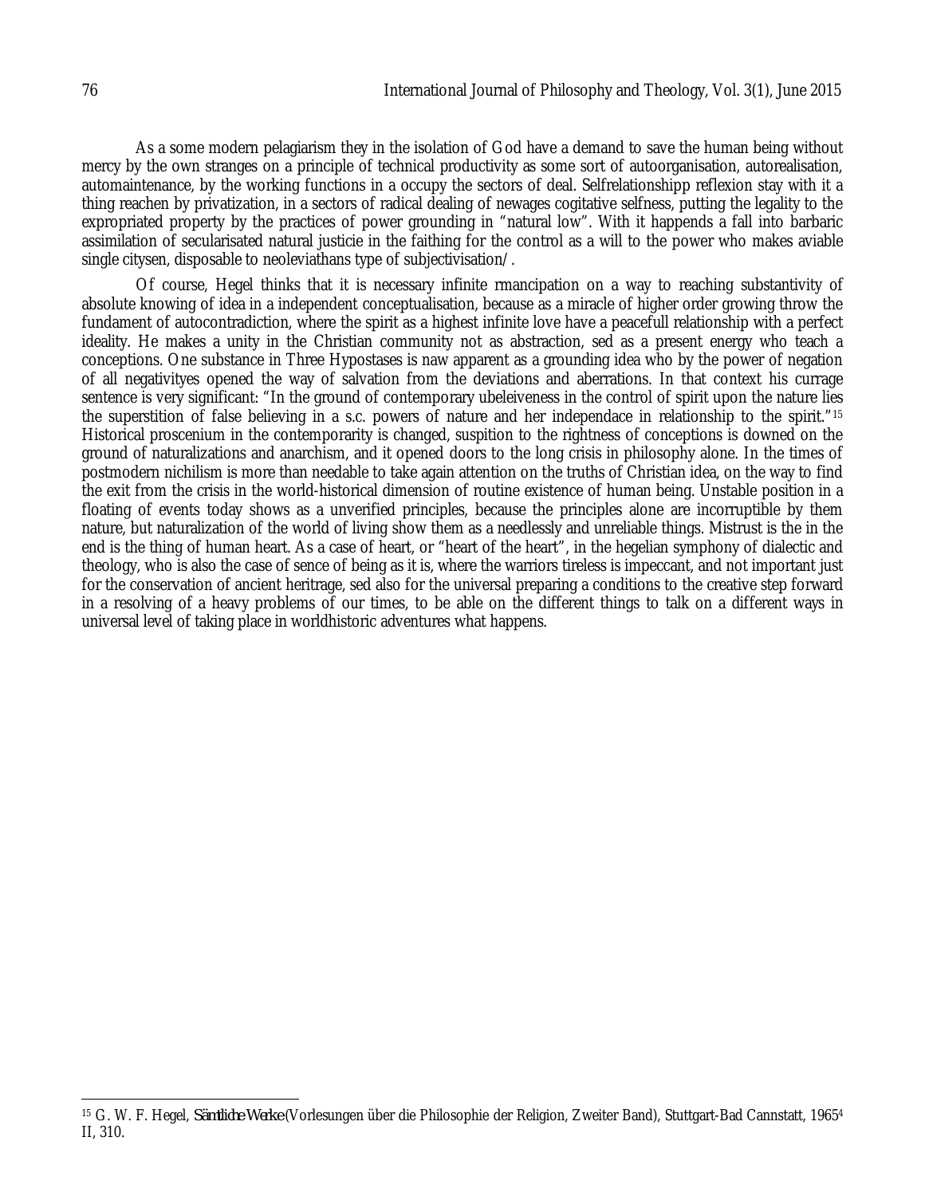As a some modern pelagiarism they in the isolation of God have a demand to save the human being without mercy by the own stranges on a principle of technical productivity as some sort of autoorganisation, autorealisation, automaintenance, by the working functions in a occupy the sectors of deal. Selfrelationshipp reflexion stay with it a thing reachen by privatization, in a sectors of radical dealing of newages cogitative selfness, putting the legality to the expropriated property by the practices of power grounding in "natural low". With it happends a fall into barbaric assimilation of secularisated natural justicie in the faithing for the control as a will to the power who makes aviable single citysen, disposable to neoleviathans type of subjectivisation/.

Of course, Hegel thinks that it is necessary infinite rmancipation on a way to reaching substantivity of absolute knowing of idea in a independent conceptualisation, because as a miracle of higher order growing throw the fundament of autocontradiction, where the spirit as a highest infinite love have a peacefull relationship with a perfect ideality. He makes a unity in the Christian community not as abstraction, sed as a present energy who teach a conceptions. One substance in Three Hypostases is naw apparent as a grounding idea who by the power of negation of all negativityes opened the way of salvation from the deviations and aberrations. In that context his currage sentence is very significant: "In the ground of contemporary ubeleiveness in the control of spirit upon the nature lies the superstition of false believing in a s.c. powers of nature and her independace in relationship to the spirit."[15] Historical proscenium in the contemporarity is changed, suspition to the rightness of conceptions is downed on the ground of naturalizations and anarchism, and it opened doors to the long crisis in philosophy alone. In the times of postmodern nichilism is more than needable to take again attention on the truths of Christian idea, on the way to find the exit from the crisis in the world-historical dimension of routine existence of human being. Unstable position in a floating of events today shows as a unverified principles, because the principles alone are incorruptible by them nature, but naturalization of the world of living show them as a needlessly and unreliable things. Mistrust is the in the end is the thing of human heart. As a case of heart, or "heart of the heart", in the hegelian symphony of dialectic and theology, who is also the case of sence of being as it is, where the warriors tireless is impeccant, and not important just for the conservation of ancient heritrage, sed also for the universal preparing a conditions to the creative step forward in a resolving of a heavy problems of our times, to be able on the different things to talk on a different ways in universal level of taking place in worldhistoric adventures what happens.

---

[15] G. W. F. Hegel, *Sämtliche Werke* (Vorlesungen über die Philosophie der Religion, Zweiter Band), Stuttgart-Bad Cannstatt, 1965[4] II, 310.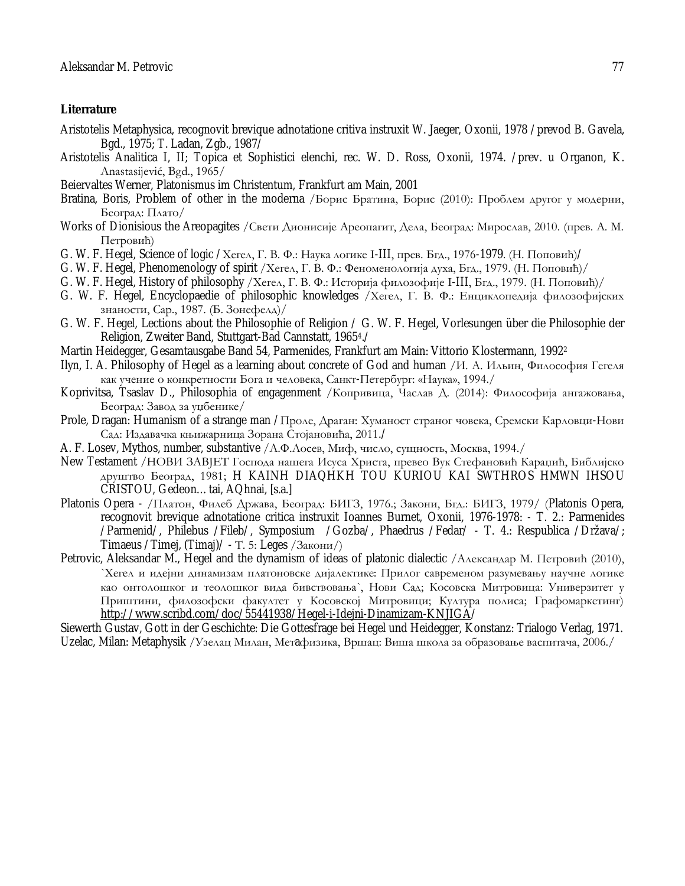**Literrature**

Aristotelis Metaphysica, recognovit brevique adnotatione critiva instruxit W. Jaeger, Oxonii, 1978 /prevod B. Gavela, Bgd., 1975; T. Ladan, Zgb., 1987/

Aristotelis Analitica I, II; Topica et Sophistici elenchi, rec. W. D. Ross, Oxonii, 1974. /prev. u Organon, K. Anastasijević, Bgd., 1965/

Beiervaltes Werner, Platonismus im Christentum, Frankfurt am Main, 2001

Bratina, Boris, Problem of other in the moderna /Борис Братина, Борис (2010): Проблем другог у модерни, Београд: Плато/

Works of Dionisious the Areopagites /Свети Дионисије Ареопагит, Дела, Београд: Мирослав, 2010. (прев. А. М. Петровић)

G. W. F. Hegel, Science of logic /Хегел, Г. В. Ф.: Наука логике I-III, прев. Бгд., 1976-1979. (Н. Поповић)/

G. W. F. Hegel, Phenomenology of spirit /Хегел, Г. В. Ф.: Феноменологија духа, Бгд., 1979. (Н. Поповић)/

G. W. F. Hegel, History of philosophy /Хегел, Г. В. Ф.: Историја филозофије I-III, Бгд., 1979. (Н. Поповић)/

G. W. F. Hegel, Encyclopaedie of philosophic knowledges /Хегел, Г. В. Ф.: Енциклопедија филозофијских знаности, Сар., 1987. (Б. Зонефелд)/

G. W. F. Hegel, Lections about the Philosophie of Religion / G. W. F. Hegel, Vorlesungen über die Philosophie der Religion, Zweiter Band, Stuttgart-Bad Cannstatt, 1965[4]./

Martin Heidegger, Gesamtausgabe Band 54, Parmenides, Frankfurt am Main: Vittorio Klostermann, 1992[2]

Ilyn, I. A. Philosophy of Hegel as a learning about concrete of God and human /И. А. Ильин, Философия Гегеля как учение о конкретности Бога и человека, Санкт-Петербург: «Наука», 1994./

Koprivitsa, Tsaslav D., Philosophia of engagenment /Копривица, Часлав Д. (2014): Филозофија ангажовања, Београд: Завод за уџбенике/

Prole, Dragan: Humanism of a strange man /Проле, Драган: Хуманост страног човека, Сремски Карловци-Нови Сад: Издавачка књижарница Зорана Стојановића, 2011./

A. F. Losev, Mythos, number, substantive /А.Ф.Лосев, Миф, число, сущность, Москва, 1994./

New Testament /НОВИ ЗАВЈЕТ Господа нашега Исуса Христа, превео Вук Стефановић Караџић, Библијско друштво Београд, 1981; H KAINH DIAQHKH TOU KURIOU KAI SWTHROS HMWN IHSOU CRISTOU, Gedeon…tai, AQhnai, [s.a.]

Platonis Opera - /Платон, Филеб Држава, Београд: БИГЗ, 1976.; Закони, Бгд.: БИГЗ, 1979/ (Platonis Opera, recognovit brevique adnotatione critica instruxit Ioannes Burnet, Oxonii, 1976-1978: - T. 2.: Parmenides /Parmenid/, Philebus /Fileb/, Symposium /Gozba/, Phaedrus /Fedar/ - T. 4.: Respublica /Država/; Timaeus /Timej, (Timaj)/ - T. 5: Leges /Закони/)

Petrovic, Aleksandar M., Hegel and the dynamism of ideas of platonic dialectic /Александар М. Петровић (2010), `Хегел и идејни динамизам платоновске дијалектике: Прилог савременом разумевању научне логике као онтолошког и теолошког вида бивствовања`, Нови Сад; Косовска Митровица: Универзитет у Приштини, филозофски факултет у Косовској Митровици; Култура полиса; Графомаркетинг) http://www.scribd.com/doc/55441938/Hegel-i-Idejni-Dinamizam-KNJIGA/

Siewerth Gustav, Gott in der Geschichte: Die Gottesfrage bei Hegel und Heidegger, Konstanz: Trialogo Verlag, 1971.

Uzelac, Milan: Metaphysik /Узелац Милан, Метaфизика, Вршац: Виша школа за образовање васпитача, 2006./